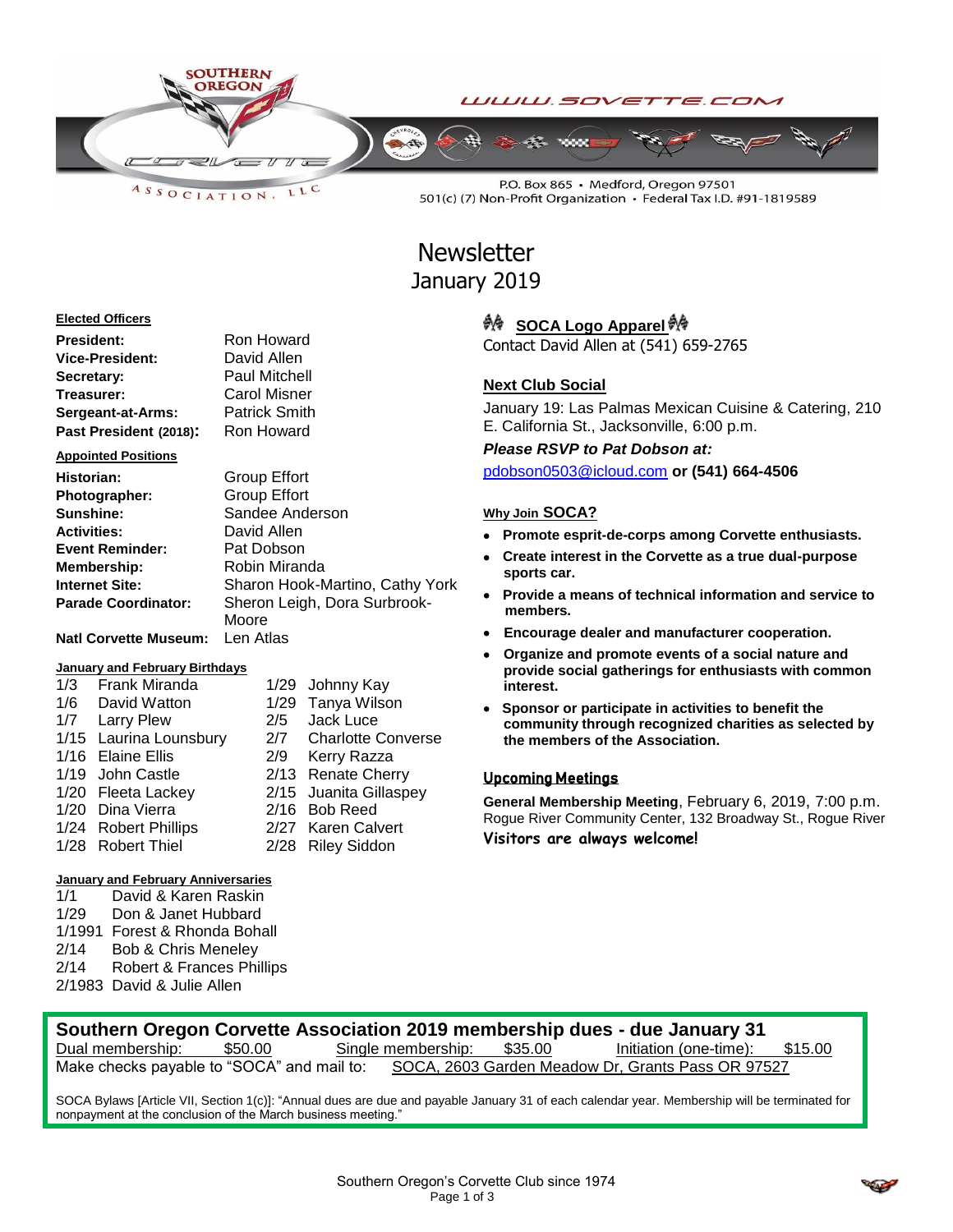SOUTHERN OREGON CORVETTE ASSOCIATION, LLC

WWW.SOVETTE.COM

P.O. Box 865 • Medford, Oregon 97501
501(c) (7) Non-Profit Organization • Federal Tax I.D. #91-1819589

# Newsletter
January 2019

**Elected Officers**

| | |
|---|---|
| **President:** | Ron Howard |
| **Vice-President:** | David Allen |
| **Secretary:** | Paul Mitchell |
| **Treasurer:** | Carol Misner |
| **Sergeant-at-Arms:** | Patrick Smith |
| **Past President (2018):** | Ron Howard |

**Appointed Positions**

| | |
|---|---|
| **Historian:** | Group Effort |
| **Photographer:** | Group Effort |
| **Sunshine:** | Sandee Anderson |
| **Activities:** | David Allen |
| **Event Reminder:** | Pat Dobson |
| **Membership:** | Robin Miranda |
| **Internet Site:** | Sharon Hook-Martino, Cathy York |
| **Parade Coordinator:** | Sheron Leigh, Dora Surbrook-Moore |
| **Natl Corvette Museum:** | Len Atlas |

**January and February Birthdays**

| | |
|---|---|
| 1/3 Frank Miranda | 1/29 Johnny Kay |
| 1/6 David Watton | 1/29 Tanya Wilson |
| 1/7 Larry Plew | 2/5 Jack Luce |
| 1/15 Laurina Lounsbury | 2/7 Charlotte Converse |
| 1/16 Elaine Ellis | 2/9 Kerry Razza |
| 1/19 John Castle | 2/13 Renate Cherry |
| 1/20 Fleeta Lackey | 2/15 Juanita Gillaspey |
| 1/20 Dina Vierra | 2/16 Bob Reed |
| 1/24 Robert Phillips | 2/27 Karen Calvert |
| 1/28 Robert Thiel | 2/28 Riley Siddon |

**January and February Anniversaries**

1/1 David & Karen Raskin
1/29 Don & Janet Hubbard
1/1991 Forest & Rhonda Bohall
2/14 Bob & Chris Meneley
2/14 Robert & Frances Phillips
2/1983 David & Julie Allen

## SOCA Logo Apparel

Contact David Allen at (541) 659-2765

## Next Club Social

January 19: Las Palmas Mexican Cuisine & Catering, 210 E. California St., Jacksonville, 6:00 p.m.

***Please RSVP to Pat Dobson at:***
pdobson0503@icloud.com **or (541) 664-4506**

## Why Join SOCA?

- **Promote esprit-de-corps among Corvette enthusiasts.**
- **Create interest in the Corvette as a true dual-purpose sports car.**
- **Provide a means of technical information and service to members.**
- **Encourage dealer and manufacturer cooperation.**
- **Organize and promote events of a social nature and provide social gatherings for enthusiasts with common interest.**
- **Sponsor or participate in activities to benefit the community through recognized charities as selected by the members of the Association.**

## Upcoming Meetings

**General Membership Meeting**, February 6, 2019, 7:00 p.m.
Rogue River Community Center, 132 Broadway St., Rogue River
**Visitors are always welcome!**

**Southern Oregon Corvette Association 2019 membership dues - due January 31**

Dual membership: $50.00 Single membership: $35.00 Initiation (one-time): $15.00
Make checks payable to "SOCA" and mail to: SOCA, 2603 Garden Meadow Dr, Grants Pass OR 97527

SOCA Bylaws [Article VII, Section 1(c)]: "Annual dues are due and payable January 31 of each calendar year. Membership will be terminated for nonpayment at the conclusion of the March business meeting."

Southern Oregon's Corvette Club since 1974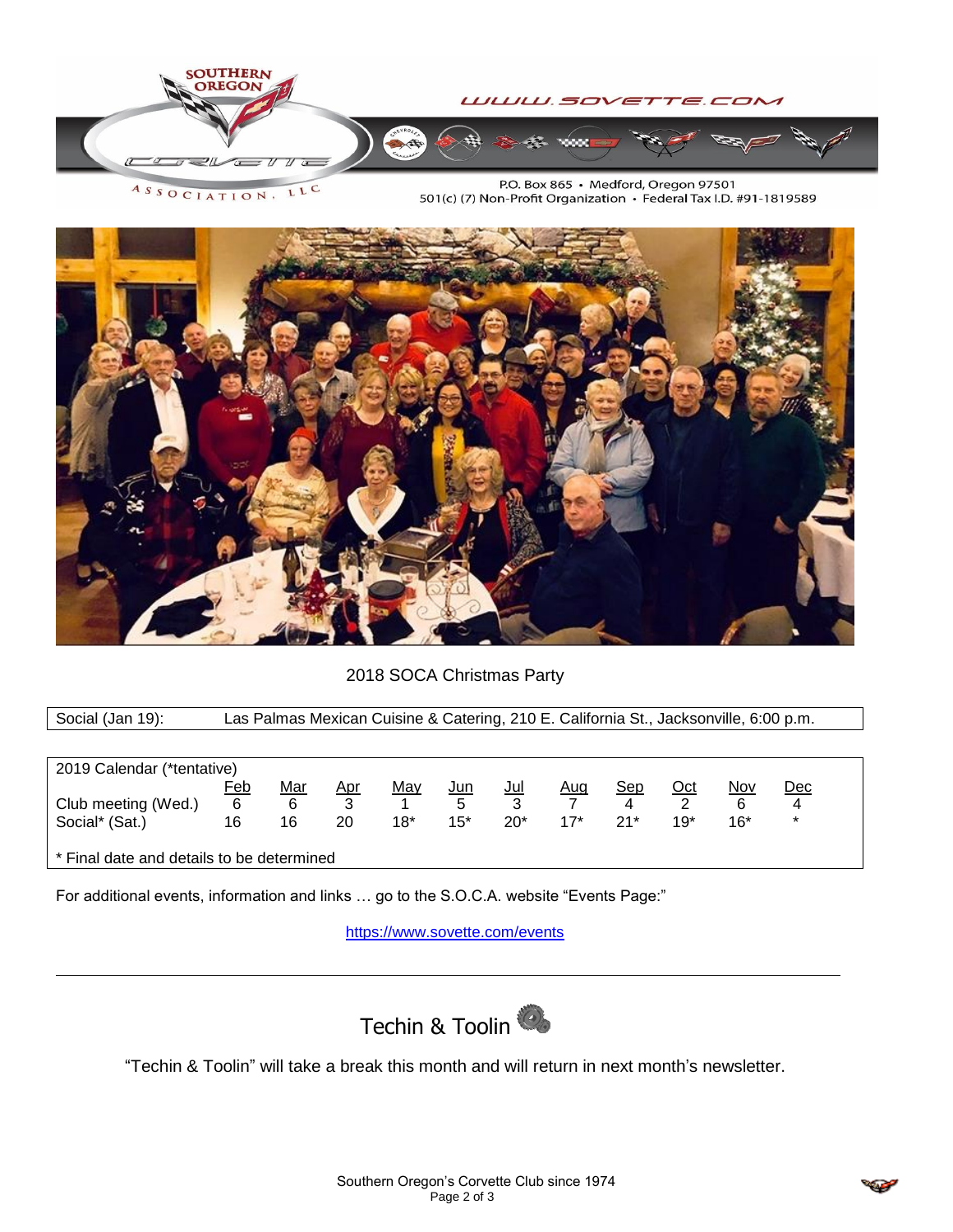SOUTHERN OREGON CORVETTE ASSOCIATION, LLC

WWW.SOVETTE.COM

P.O. Box 865 • Medford, Oregon 97501
501(c) (7) Non-Profit Organization • Federal Tax I.D. #91-1819589

2018 SOCA Christmas Party

| Social (Jan 19): | Las Palmas Mexican Cuisine & Catering, 210 E. California St., Jacksonville, 6:00 p.m. |
|---|---|

2019 Calendar (*tentative)

| | Feb | Mar | Apr | May | Jun | Jul | Aug | Sep | Oct | Nov | Dec |
|---|---|---|---|---|---|---|---|---|---|---|---|
| Club meeting (Wed.) | 6 | 6 | 3 | 1 | 5 | 3 | 7 | 4 | 2 | 6 | 4 |
| Social* (Sat.) | 16 | 16 | 20 | 18* | 15* | 20* | 17* | 21* | 19* | 16* | * |

* Final date and details to be determined

For additional events, information and links … go to the S.O.C.A. website "Events Page:"

https://www.sovette.com/events

---

## Techin & Toolin

"Techin & Toolin" will take a break this month and will return in next month's newsletter.

Southern Oregon's Corvette Club since 1974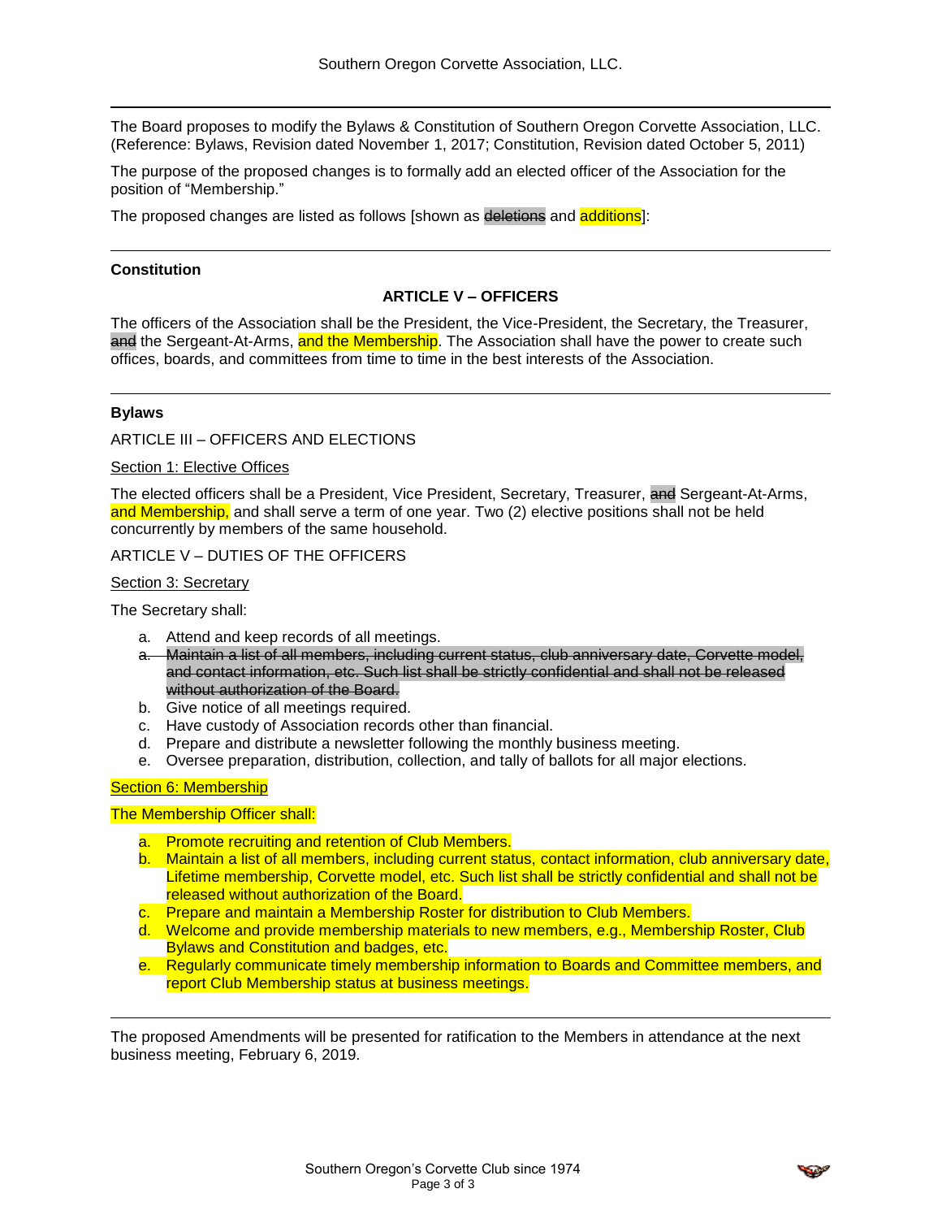The Board proposes to modify the Bylaws & Constitution of Southern Oregon Corvette Association, LLC. (Reference: Bylaws, Revision dated November 1, 2017; Constitution, Revision dated October 5, 2011)

The purpose of the proposed changes is to formally add an elected officer of the Association for the position of "Membership."

The proposed changes are listed as follows [shown as ~~deletions~~ and ==additions==]:

---

**Constitution**

**ARTICLE V – OFFICERS**

The officers of the Association shall be the President, the Vice-President, the Secretary, the Treasurer, ~~and~~ the Sergeant-At-Arms, ==and the Membership==. The Association shall have the power to create such offices, boards, and committees from time to time in the best interests of the Association.

---

**Bylaws**

ARTICLE III – OFFICERS AND ELECTIONS

Section 1: Elective Offices

The elected officers shall be a President, Vice President, Secretary, Treasurer, ~~and~~ Sergeant-At-Arms, ==and Membership,== and shall serve a term of one year. Two (2) elective positions shall not be held concurrently by members of the same household.

ARTICLE V – DUTIES OF THE OFFICERS

Section 3: Secretary

The Secretary shall:

a. Attend and keep records of all meetings.
~~a. Maintain a list of all members, including current status, club anniversary date, Corvette model, and contact information, etc. Such list shall be strictly confidential and shall not be released without authorization of the Board.~~
b. Give notice of all meetings required.
c. Have custody of Association records other than financial.
d. Prepare and distribute a newsletter following the monthly business meeting.
e. Oversee preparation, distribution, collection, and tally of ballots for all major elections.

==Section 6: Membership==

==The Membership Officer shall:==

a. ==Promote recruiting and retention of Club Members.==
b. ==Maintain a list of all members, including current status, contact information, club anniversary date, Lifetime membership, Corvette model, etc. Such list shall be strictly confidential and shall not be released without authorization of the Board.==
c. ==Prepare and maintain a Membership Roster for distribution to Club Members.==
d. ==Welcome and provide membership materials to new members, e.g., Membership Roster, Club Bylaws and Constitution and badges, etc.==
e. ==Regularly communicate timely membership information to Boards and Committee members, and report Club Membership status at business meetings.==

---

The proposed Amendments will be presented for ratification to the Members in attendance at the next business meeting, February 6, 2019.